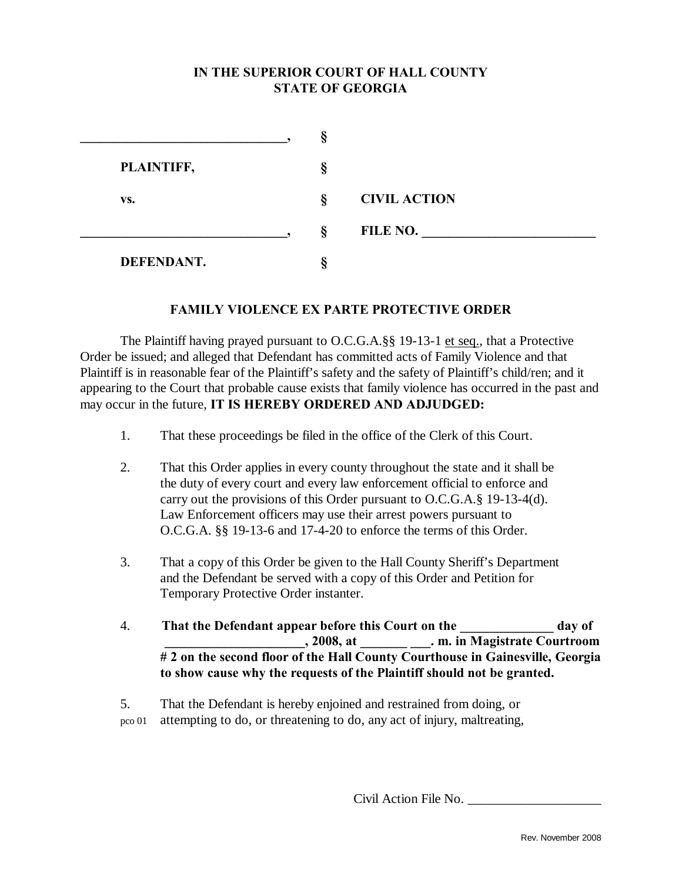**IN THE SUPERIOR COURT OF HALL COUNTY**
**STATE OF GEORGIA**

| | | |
|---|---|---|
| ______________________________, | § | |
| **PLAINTIFF,** | § | |
| **vs.** | § | **CIVIL ACTION** |
| ______________________________, | § | **FILE NO. _________________________** |
| **DEFENDANT.** | § | |

**FAMILY VIOLENCE EX PARTE PROTECTIVE ORDER**

The Plaintiff having prayed pursuant to O.C.G.A.§§ 19-13-1 et seq., that a Protective Order be issued; and alleged that Defendant has committed acts of Family Violence and that Plaintiff is in reasonable fear of the Plaintiff's safety and the safety of Plaintiff's child/ren; and it appearing to the Court that probable cause exists that family violence has occurred in the past and may occur in the future, **IT IS HEREBY ORDERED AND ADJUDGED:**

1. That these proceedings be filed in the office of the Clerk of this Court.

2. That this Order applies in every county throughout the state and it shall be the duty of every court and every law enforcement official to enforce and carry out the provisions of this Order pursuant to O.C.G.A.§ 19-13-4(d). Law Enforcement officers may use their arrest powers pursuant to O.C.G.A. §§ 19-13-6 and 17-4-20 to enforce the terms of this Order.

3. That a copy of this Order be given to the Hall County Sheriff's Department and the Defendant be served with a copy of this Order and Petition for Temporary Protective Order instanter.

4. **That the Defendant appear before this Court on the _____________ day of ____________________, 2008, at _______ ___. m. in Magistrate Courtroom # 2 on the second floor of the Hall County Courthouse in Gainesville, Georgia to show cause why the requests of the Plaintiff should not be granted.**

5. That the Defendant is hereby enjoined and restrained from doing, or attempting to do, or threatening to do, any act of injury, maltreating,

pco 01

Civil Action File No. ____________________

Rev. November 2008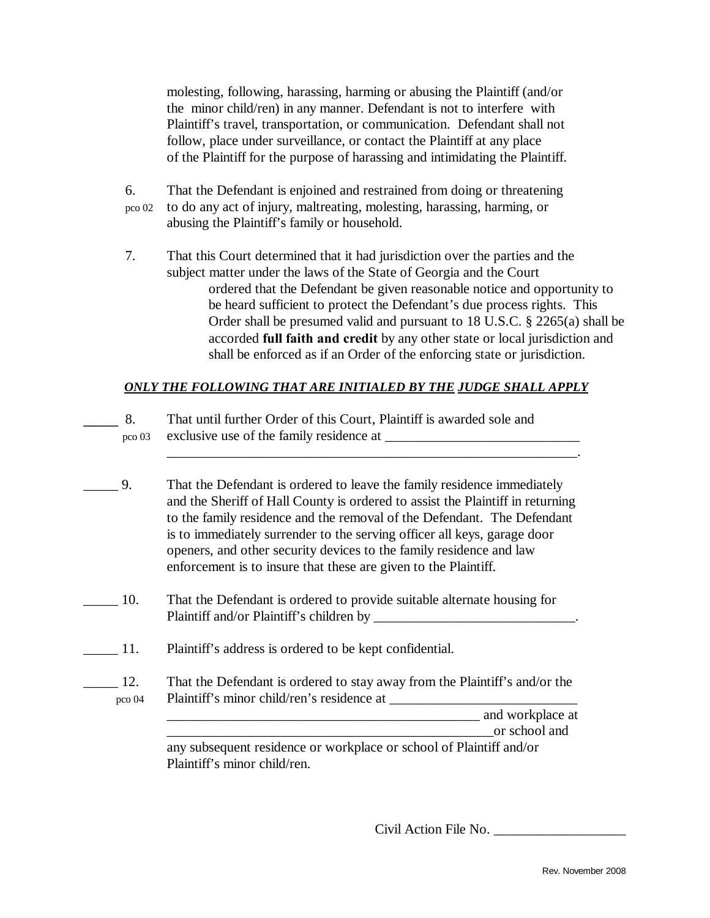molesting, following, harassing, harming or abusing the Plaintiff (and/or the minor child/ren) in any manner. Defendant is not to interfere with Plaintiff's travel, transportation, or communication. Defendant shall not follow, place under surveillance, or contact the Plaintiff at any place of the Plaintiff for the purpose of harassing and intimidating the Plaintiff.

6. That the Defendant is enjoined and restrained from doing or threatening
pco 02 to do any act of injury, maltreating, molesting, harassing, harming, or abusing the Plaintiff's family or household.

7. That this Court determined that it had jurisdiction over the parties and the subject matter under the laws of the State of Georgia and the Court ordered that the Defendant be given reasonable notice and opportunity to be heard sufficient to protect the Defendant's due process rights. This Order shall be presumed valid and pursuant to 18 U.S.C. § 2265(a) shall be accorded **full faith and credit** by any other state or local jurisdiction and shall be enforced as if an Order of the enforcing state or jurisdiction.

***ONLY THE FOLLOWING THAT ARE INITIALED BY THE JUDGE SHALL APPLY***

_____ 8. That until further Order of this Court, Plaintiff is awarded sole and
pco 03 exclusive use of the family residence at ____________________________
______________________________________________________________.

_____ 9. That the Defendant is ordered to leave the family residence immediately and the Sheriff of Hall County is ordered to assist the Plaintiff in returning to the family residence and the removal of the Defendant. The Defendant is to immediately surrender to the serving officer all keys, garage door openers, and other security devices to the family residence and law enforcement is to insure that these are given to the Plaintiff.

_____ 10. That the Defendant is ordered to provide suitable alternate housing for Plaintiff and/or Plaintiff's children by _____________________________.

_____ 11. Plaintiff's address is ordered to be kept confidential.

_____ 12. That the Defendant is ordered to stay away from the Plaintiff's and/or the
pco 04 Plaintiff's minor child/ren's residence at ___________________________
_______________________________________________ and workplace at
_________________________________________________or school and
any subsequent residence or workplace or school of Plaintiff and/or Plaintiff's minor child/ren.

Civil Action File No. ___________________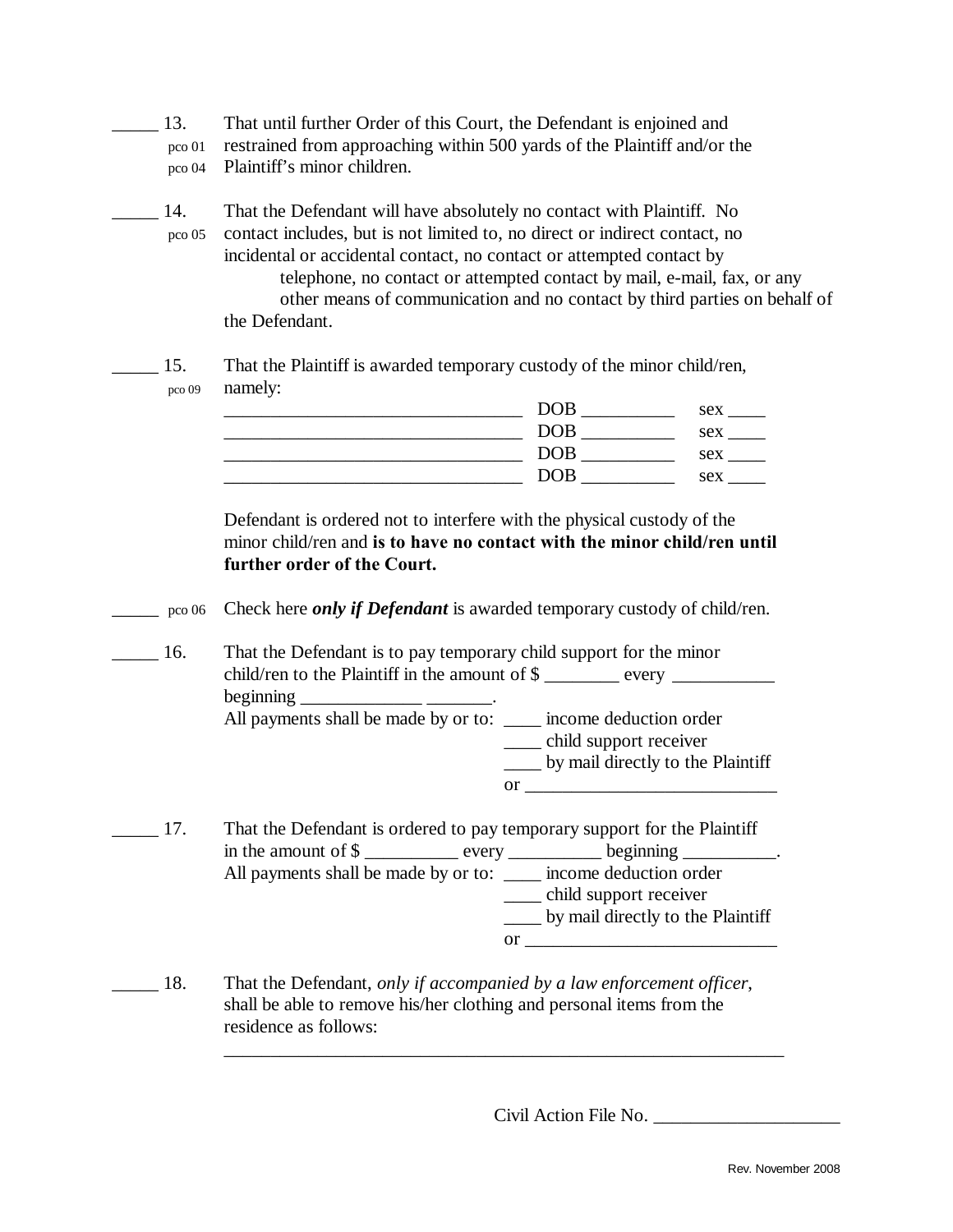_____ 13. pco 01 pco 04 That until further Order of this Court, the Defendant is enjoined and restrained from approaching within 500 yards of the Plaintiff and/or the Plaintiff's minor children.

_____ 14. pco 05 That the Defendant will have absolutely no contact with Plaintiff. No contact includes, but is not limited to, no direct or indirect contact, no incidental or accidental contact, no contact or attempted contact by telephone, no contact or attempted contact by mail, e-mail, fax, or any other means of communication and no contact by third parties on behalf of the Defendant.

_____ 15. pco 09 That the Plaintiff is awarded temporary custody of the minor child/ren, namely:

_______________________________ DOB __________ sex ____
_______________________________ DOB __________ sex ____
_______________________________ DOB __________ sex ____
_______________________________ DOB __________ sex ____

Defendant is ordered not to interfere with the physical custody of the minor child/ren and **is to have no contact with the minor child/ren until further order of the Court.**

_____ pco 06 Check here ***only if Defendant*** is awarded temporary custody of child/ren.

_____ 16. That the Defendant is to pay temporary child support for the minor child/ren to the Plaintiff in the amount of $ ________ every ___________ beginning _____________ _______.

All payments shall be made by or to:
____ income deduction order
____ child support receiver
____ by mail directly to the Plaintiff
or ___________________________

_____ 17. That the Defendant is ordered to pay temporary support for the Plaintiff in the amount of $ __________ every __________ beginning __________.

All payments shall be made by or to:
____ income deduction order
____ child support receiver
____ by mail directly to the Plaintiff
or ___________________________

_____ 18. That the Defendant, *only if accompanied by a law enforcement officer*, shall be able to remove his/her clothing and personal items from the residence as follows:

_______________________________________________________________

Civil Action File No. ____________________

Rev. November 2008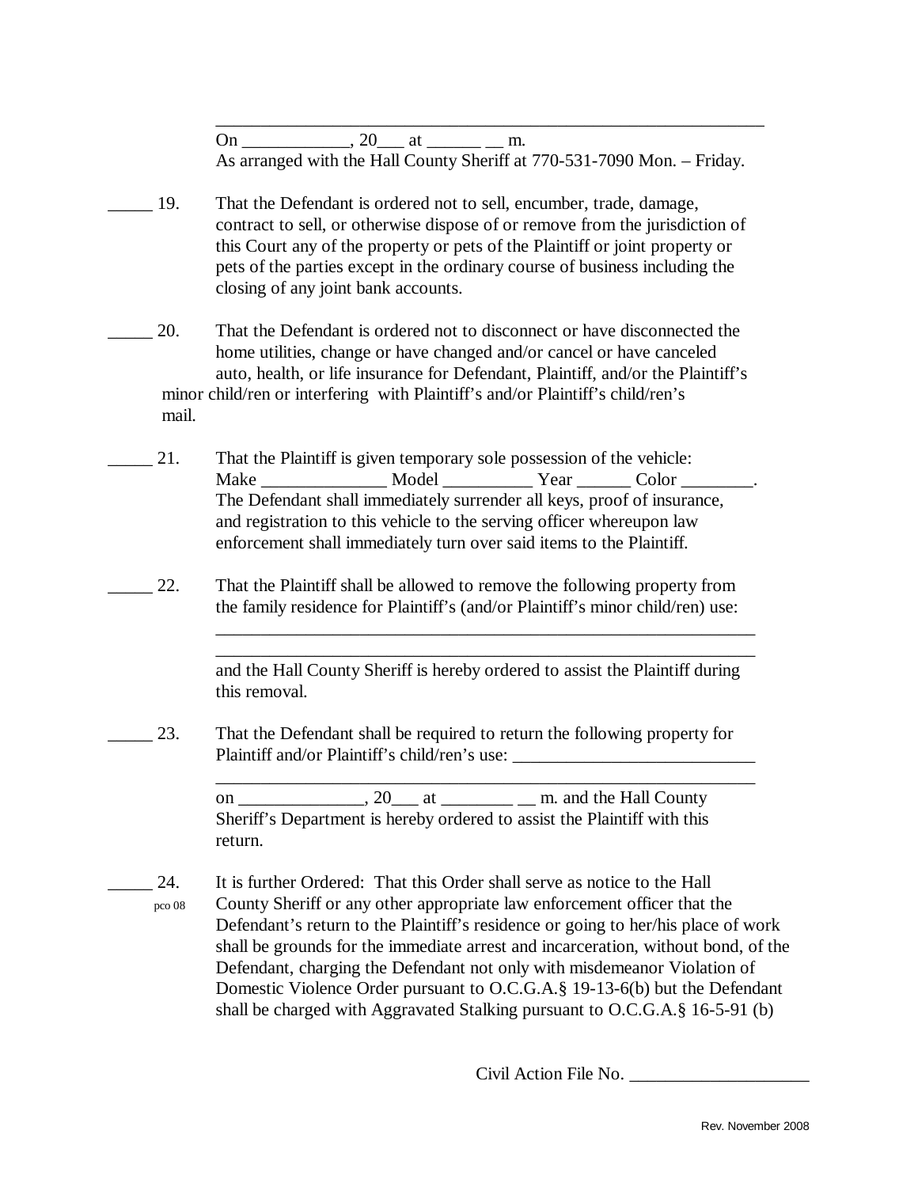_______________________________________________________________

On ____________, 20___ at ______ __ m.
As arranged with the Hall County Sheriff at 770-531-7090 Mon. – Friday.

_____ 19. That the Defendant is ordered not to sell, encumber, trade, damage, contract to sell, or otherwise dispose of or remove from the jurisdiction of this Court any of the property or pets of the Plaintiff or joint property or pets of the parties except in the ordinary course of business including the closing of any joint bank accounts.

_____ 20. That the Defendant is ordered not to disconnect or have disconnected the home utilities, change or have changed and/or cancel or have canceled auto, health, or life insurance for Defendant, Plaintiff, and/or the Plaintiff's minor child/ren or interfering with Plaintiff's and/or Plaintiff's child/ren's mail.

_____ 21. That the Plaintiff is given temporary sole possession of the vehicle: Make ______________ Model __________ Year ______ Color ________. The Defendant shall immediately surrender all keys, proof of insurance, and registration to this vehicle to the serving officer whereupon law enforcement shall immediately turn over said items to the Plaintiff.

_____ 22. That the Plaintiff shall be allowed to remove the following property from the family residence for Plaintiff's (and/or Plaintiff's minor child/ren) use:

_______________________________________________________________
_______________________________________________________________
and the Hall County Sheriff is hereby ordered to assist the Plaintiff during this removal.

_____ 23. That the Defendant shall be required to return the following property for Plaintiff and/or Plaintiff's child/ren's use: ___________________________
_______________________________________________________________
on ______________, 20___ at ________ __ m. and the Hall County Sheriff's Department is hereby ordered to assist the Plaintiff with this return.

_____ 24. It is further Ordered: That this Order shall serve as notice to the Hall County Sheriff or any other appropriate law enforcement officer that the Defendant's return to the Plaintiff's residence or going to her/his place of work shall be grounds for the immediate arrest and incarceration, without bond, of the Defendant, charging the Defendant not only with misdemeanor Violation of Domestic Violence Order pursuant to O.C.G.A.§ 19-13-6(b) but the Defendant shall be charged with Aggravated Stalking pursuant to O.C.G.A.§ 16-5-91 (b)

pco 08

Civil Action File No. ____________________

Rev. November 2008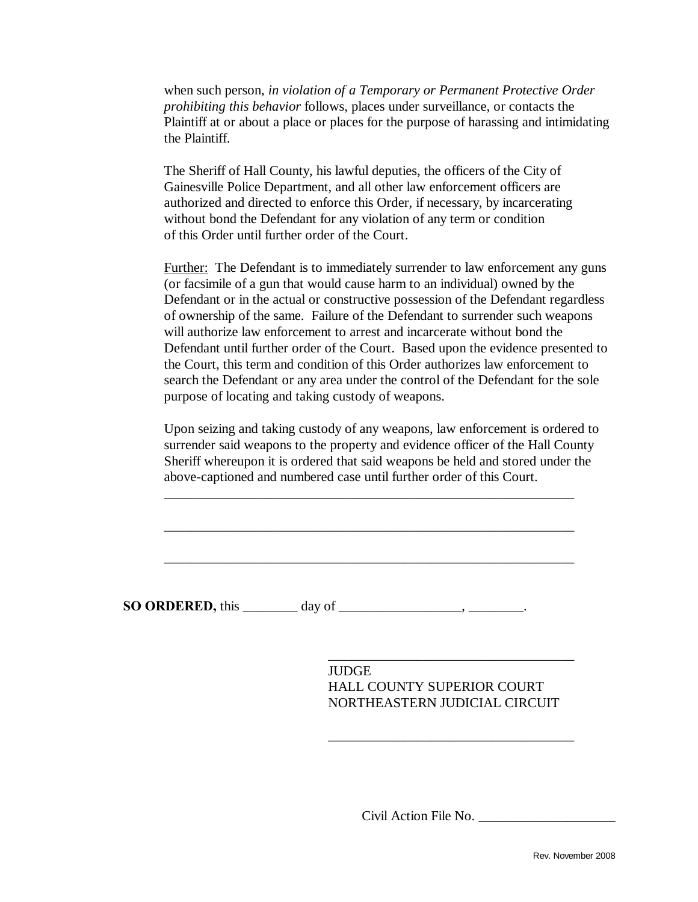when such person, *in violation of a Temporary or Permanent Protective Order prohibiting this behavior* follows, places under surveillance, or contacts the Plaintiff at or about a place or places for the purpose of harassing and intimidating the Plaintiff.

The Sheriff of Hall County, his lawful deputies, the officers of the City of Gainesville Police Department, and all other law enforcement officers are authorized and directed to enforce this Order, if necessary, by incarcerating without bond the Defendant for any violation of any term or condition of this Order until further order of the Court.

<u>Further:</u> The Defendant is to immediately surrender to law enforcement any guns (or facsimile of a gun that would cause harm to an individual) owned by the Defendant or in the actual or constructive possession of the Defendant regardless of ownership of the same. Failure of the Defendant to surrender such weapons will authorize law enforcement to arrest and incarcerate without bond the Defendant until further order of the Court. Based upon the evidence presented to the Court, this term and condition of this Order authorizes law enforcement to search the Defendant or any area under the control of the Defendant for the sole purpose of locating and taking custody of weapons.

Upon seizing and taking custody of any weapons, law enforcement is ordered to surrender said weapons to the property and evidence officer of the Hall County Sheriff whereupon it is ordered that said weapons be held and stored under the above-captioned and numbered case until further order of this Court.

______________________________________________________________

______________________________________________________________

______________________________________________________________

**SO ORDERED,** this ________ day of __________________, ________.

_____________________________________
JUDGE
HALL COUNTY SUPERIOR COURT
NORTHEASTERN JUDICIAL CIRCUIT

_____________________________________

Civil Action File No. ____________________

Rev. November 2008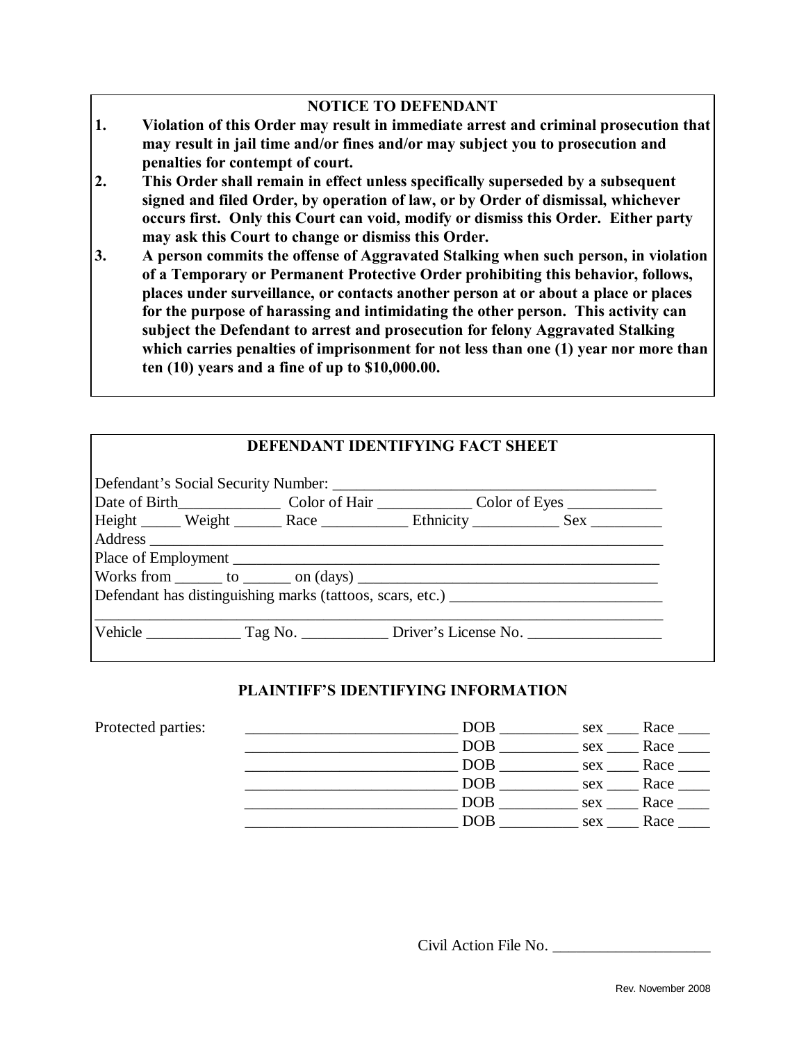## NOTICE TO DEFENDANT

1. **Violation of this Order may result in immediate arrest and criminal prosecution that may result in jail time and/or fines and/or may subject you to prosecution and penalties for contempt of court.**
2. **This Order shall remain in effect unless specifically superseded by a subsequent signed and filed Order, by operation of law, or by Order of dismissal, whichever occurs first. Only this Court can void, modify or dismiss this Order. Either party may ask this Court to change or dismiss this Order.**
3. **A person commits the offense of Aggravated Stalking when such person, in violation of a Temporary or Permanent Protective Order prohibiting this behavior, follows, places under surveillance, or contacts another person at or about a place or places for the purpose of harassing and intimidating the other person. This activity can subject the Defendant to arrest and prosecution for felony Aggravated Stalking which carries penalties of imprisonment for not less than one (1) year nor more than ten (10) years and a fine of up to $10,000.00.**

## DEFENDANT IDENTIFYING FACT SHEET

Defendant's Social Security Number: ________________________________________

Date of Birth_____________ Color of Hair ____________ Color of Eyes ____________

Height _____ Weight ______ Race ___________ Ethnicity ___________ Sex _________

Address ______________________________________________________________

Place of Employment ____________________________________________________

Works from ______ to ______ on (days) _____________________________________

Defendant has distinguishing marks (tattoos, scars, etc.) ___________________________

______________________________________________________________________

Vehicle ____________ Tag No. ___________ Driver's License No. _________________

## PLAINTIFF'S IDENTIFYING INFORMATION

Protected parties: ___________________________ DOB __________ sex ____ Race ____

___________________________ DOB __________ sex ____ Race ____

___________________________ DOB __________ sex ____ Race ____

___________________________ DOB __________ sex ____ Race ____

___________________________ DOB __________ sex ____ Race ____

___________________________ DOB __________ sex ____ Race ____

Civil Action File No. ____________________

Rev. November 2008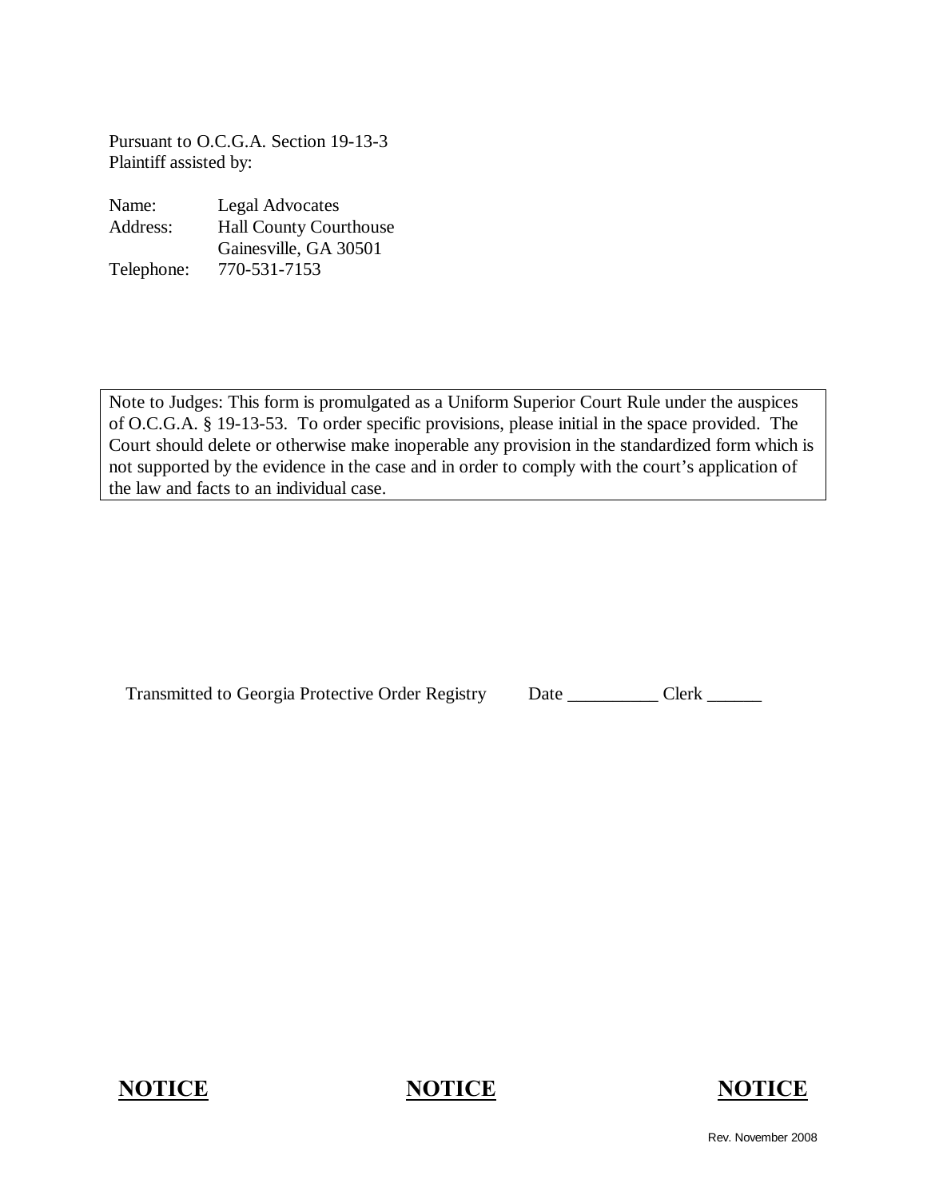Pursuant to O.C.G.A. Section 19-13-3
Plaintiff assisted by:

| | |
|---|---|
| Name: | Legal Advocates |
| Address: | Hall County Courthouse<br>Gainesville, GA 30501 |
| Telephone: | 770-531-7153 |

> Note to Judges: This form is promulgated as a Uniform Superior Court Rule under the auspices of O.C.G.A. § 19-13-53. To order specific provisions, please initial in the space provided. The Court should delete or otherwise make inoperable any provision in the standardized form which is not supported by the evidence in the case and in order to comply with the court's application of the law and facts to an individual case.

Transmitted to Georgia Protective Order Registry Date __________ Clerk ______

**NOTICE** **NOTICE** **NOTICE**

Rev. November 2008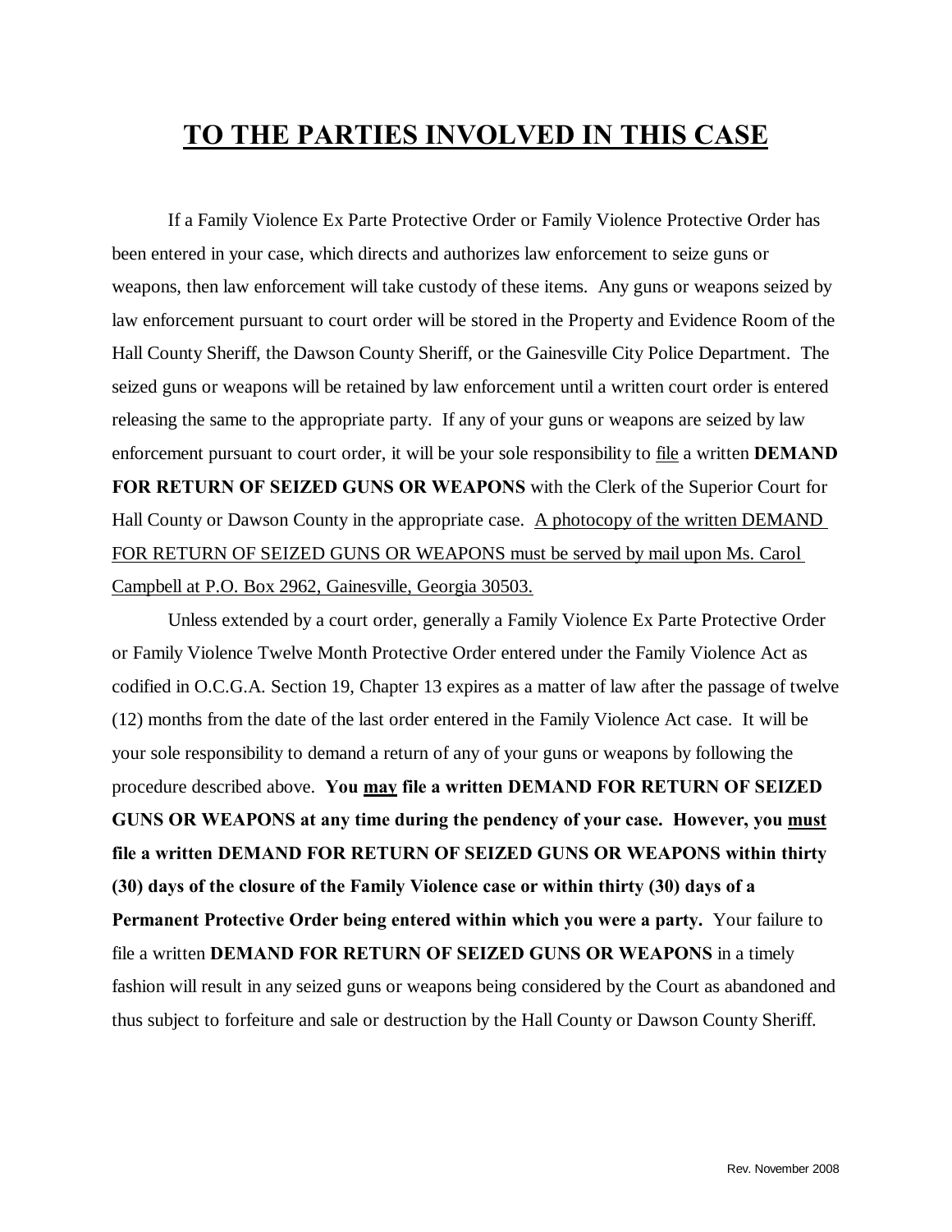# <u>TO THE PARTIES INVOLVED IN THIS CASE</u>

If a Family Violence Ex Parte Protective Order or Family Violence Protective Order has been entered in your case, which directs and authorizes law enforcement to seize guns or weapons, then law enforcement will take custody of these items. Any guns or weapons seized by law enforcement pursuant to court order will be stored in the Property and Evidence Room of the Hall County Sheriff, the Dawson County Sheriff, or the Gainesville City Police Department. The seized guns or weapons will be retained by law enforcement until a written court order is entered releasing the same to the appropriate party. If any of your guns or weapons are seized by law enforcement pursuant to court order, it will be your sole responsibility to <u>file</u> a written **DEMAND FOR RETURN OF SEIZED GUNS OR WEAPONS** with the Clerk of the Superior Court for Hall County or Dawson County in the appropriate case. <u>A photocopy of the written DEMAND FOR RETURN OF SEIZED GUNS OR WEAPONS must be served by mail upon Ms. Carol Campbell at P.O. Box 2962, Gainesville, Georgia 30503.</u>

Unless extended by a court order, generally a Family Violence Ex Parte Protective Order or Family Violence Twelve Month Protective Order entered under the Family Violence Act as codified in O.C.G.A. Section 19, Chapter 13 expires as a matter of law after the passage of twelve (12) months from the date of the last order entered in the Family Violence Act case. It will be your sole responsibility to demand a return of any of your guns or weapons by following the procedure described above. **You <u>may</u> file a written DEMAND FOR RETURN OF SEIZED GUNS OR WEAPONS at any time during the pendency of your case. However, you <u>must</u> file a written DEMAND FOR RETURN OF SEIZED GUNS OR WEAPONS within thirty (30) days of the closure of the Family Violence case or within thirty (30) days of a Permanent Protective Order being entered within which you were a party.** Your failure to file a written **DEMAND FOR RETURN OF SEIZED GUNS OR WEAPONS** in a timely fashion will result in any seized guns or weapons being considered by the Court as abandoned and thus subject to forfeiture and sale or destruction by the Hall County or Dawson County Sheriff.

Rev. November 2008